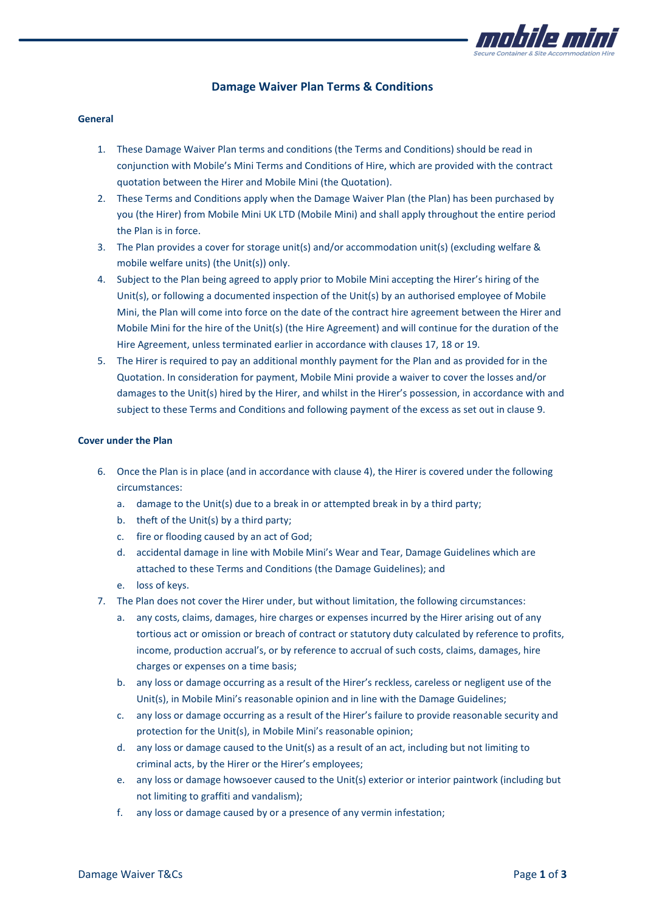# Damage Waiver Plan Terms & Conditions

## General

1. These Damage Waiver Plan terms and conditions (the Terms and Conditions) should be read in conjunction with Mobile's Mini Terms and Conditions of Hire, which are provided with the contract quotation between the Hirer and Mobile Mini (the Quotation).
2. These Terms and Conditions apply when the Damage Waiver Plan (the Plan) has been purchased by you (the Hirer) from Mobile Mini UK LTD (Mobile Mini) and shall apply throughout the entire period the Plan is in force.
3. The Plan provides a cover for storage unit(s) and/or accommodation unit(s) (excluding welfare & mobile welfare units) (the Unit(s)) only.
4. Subject to the Plan being agreed to apply prior to Mobile Mini accepting the Hirer's hiring of the Unit(s), or following a documented inspection of the Unit(s) by an authorised employee of Mobile Mini, the Plan will come into force on the date of the contract hire agreement between the Hirer and Mobile Mini for the hire of the Unit(s) (the Hire Agreement) and will continue for the duration of the Hire Agreement, unless terminated earlier in accordance with clauses 17, 18 or 19.
5. The Hirer is required to pay an additional monthly payment for the Plan and as provided for in the Quotation. In consideration for payment, Mobile Mini provide a waiver to cover the losses and/or damages to the Unit(s) hired by the Hirer, and whilst in the Hirer's possession, in accordance with and subject to these Terms and Conditions and following payment of the excess as set out in clause 9.

## Cover under the Plan

6. Once the Plan is in place (and in accordance with clause 4), the Hirer is covered under the following circumstances:
   a. damage to the Unit(s) due to a break in or attempted break in by a third party;
   b. theft of the Unit(s) by a third party;
   c. fire or flooding caused by an act of God;
   d. accidental damage in line with Mobile Mini's Wear and Tear, Damage Guidelines which are attached to these Terms and Conditions (the Damage Guidelines); and
   e. loss of keys.
7. The Plan does not cover the Hirer under, but without limitation, the following circumstances:
   a. any costs, claims, damages, hire charges or expenses incurred by the Hirer arising out of any tortious act or omission or breach of contract or statutory duty calculated by reference to profits, income, production accrual's, or by reference to accrual of such costs, claims, damages, hire charges or expenses on a time basis;
   b. any loss or damage occurring as a result of the Hirer's reckless, careless or negligent use of the Unit(s), in Mobile Mini's reasonable opinion and in line with the Damage Guidelines;
   c. any loss or damage occurring as a result of the Hirer's failure to provide reasonable security and protection for the Unit(s), in Mobile Mini's reasonable opinion;
   d. any loss or damage caused to the Unit(s) as a result of an act, including but not limiting to criminal acts, by the Hirer or the Hirer's employees;
   e. any loss or damage howsoever caused to the Unit(s) exterior or interior paintwork (including but not limiting to graffiti and vandalism);
   f. any loss or damage caused by or a presence of any vermin infestation;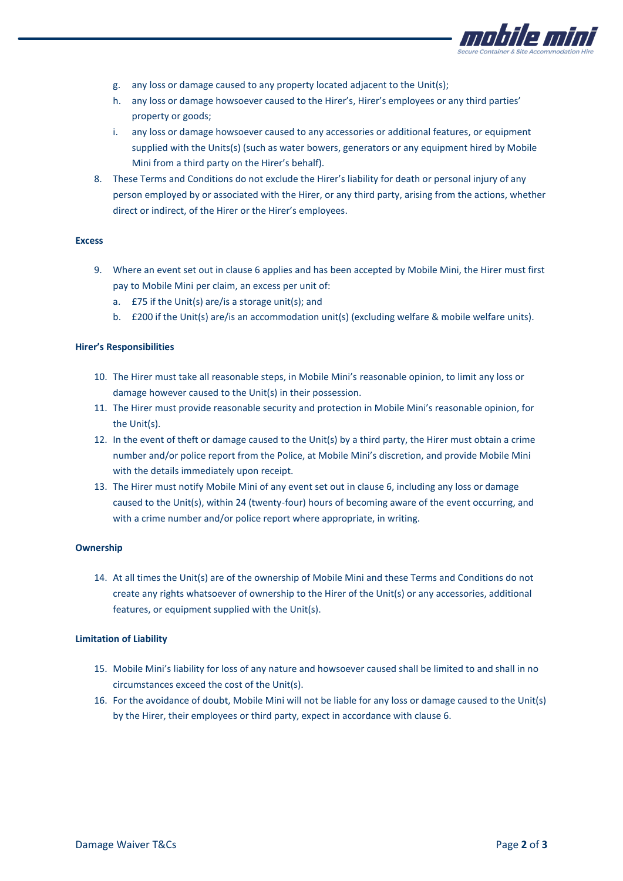g. any loss or damage caused to any property located adjacent to the Unit(s);
h. any loss or damage howsoever caused to the Hirer's, Hirer's employees or any third parties' property or goods;
i. any loss or damage howsoever caused to any accessories or additional features, or equipment supplied with the Units(s) (such as water bowers, generators or any equipment hired by Mobile Mini from a third party on the Hirer's behalf).

8. These Terms and Conditions do not exclude the Hirer's liability for death or personal injury of any person employed by or associated with the Hirer, or any third party, arising from the actions, whether direct or indirect, of the Hirer or the Hirer's employees.

**Excess**

9. Where an event set out in clause 6 applies and has been accepted by Mobile Mini, the Hirer must first pay to Mobile Mini per claim, an excess per unit of:
   a. £75 if the Unit(s) are/is a storage unit(s); and
   b. £200 if the Unit(s) are/is an accommodation unit(s) (excluding welfare & mobile welfare units).

**Hirer's Responsibilities**

10. The Hirer must take all reasonable steps, in Mobile Mini's reasonable opinion, to limit any loss or damage however caused to the Unit(s) in their possession.
11. The Hirer must provide reasonable security and protection in Mobile Mini's reasonable opinion, for the Unit(s).
12. In the event of theft or damage caused to the Unit(s) by a third party, the Hirer must obtain a crime number and/or police report from the Police, at Mobile Mini's discretion, and provide Mobile Mini with the details immediately upon receipt.
13. The Hirer must notify Mobile Mini of any event set out in clause 6, including any loss or damage caused to the Unit(s), within 24 (twenty-four) hours of becoming aware of the event occurring, and with a crime number and/or police report where appropriate, in writing.

**Ownership**

14. At all times the Unit(s) are of the ownership of Mobile Mini and these Terms and Conditions do not create any rights whatsoever of ownership to the Hirer of the Unit(s) or any accessories, additional features, or equipment supplied with the Unit(s).

**Limitation of Liability**

15. Mobile Mini's liability for loss of any nature and howsoever caused shall be limited to and shall in no circumstances exceed the cost of the Unit(s).
16. For the avoidance of doubt, Mobile Mini will not be liable for any loss or damage caused to the Unit(s) by the Hirer, their employees or third party, expect in accordance with clause 6.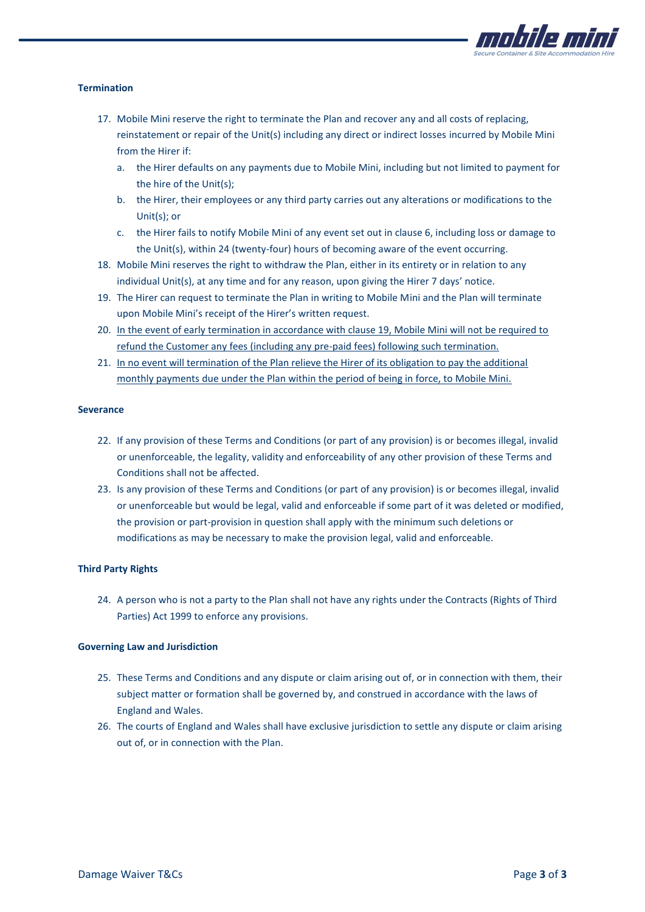### Termination

17. Mobile Mini reserve the right to terminate the Plan and recover any and all costs of replacing, reinstatement or repair of the Unit(s) including any direct or indirect losses incurred by Mobile Mini from the Hirer if:
    a. the Hirer defaults on any payments due to Mobile Mini, including but not limited to payment for the hire of the Unit(s);
    b. the Hirer, their employees or any third party carries out any alterations or modifications to the Unit(s); or
    c. the Hirer fails to notify Mobile Mini of any event set out in clause 6, including loss or damage to the Unit(s), within 24 (twenty-four) hours of becoming aware of the event occurring.
18. Mobile Mini reserves the right to withdraw the Plan, either in its entirety or in relation to any individual Unit(s), at any time and for any reason, upon giving the Hirer 7 days' notice.
19. The Hirer can request to terminate the Plan in writing to Mobile Mini and the Plan will terminate upon Mobile Mini's receipt of the Hirer's written request.
20. <u>In the event of early termination in accordance with clause 19, Mobile Mini will not be required to refund the Customer any fees (including any pre-paid fees) following such termination.</u>
21. <u>In no event will termination of the Plan relieve the Hirer of its obligation to pay the additional monthly payments due under the Plan within the period of being in force, to Mobile Mini.</u>

### Severance

22. If any provision of these Terms and Conditions (or part of any provision) is or becomes illegal, invalid or unenforceable, the legality, validity and enforceability of any other provision of these Terms and Conditions shall not be affected.
23. Is any provision of these Terms and Conditions (or part of any provision) is or becomes illegal, invalid or unenforceable but would be legal, valid and enforceable if some part of it was deleted or modified, the provision or part-provision in question shall apply with the minimum such deletions or modifications as may be necessary to make the provision legal, valid and enforceable.

### Third Party Rights

24. A person who is not a party to the Plan shall not have any rights under the Contracts (Rights of Third Parties) Act 1999 to enforce any provisions.

### Governing Law and Jurisdiction

25. These Terms and Conditions and any dispute or claim arising out of, or in connection with them, their subject matter or formation shall be governed by, and construed in accordance with the laws of England and Wales.
26. The courts of England and Wales shall have exclusive jurisdiction to settle any dispute or claim arising out of, or in connection with the Plan.